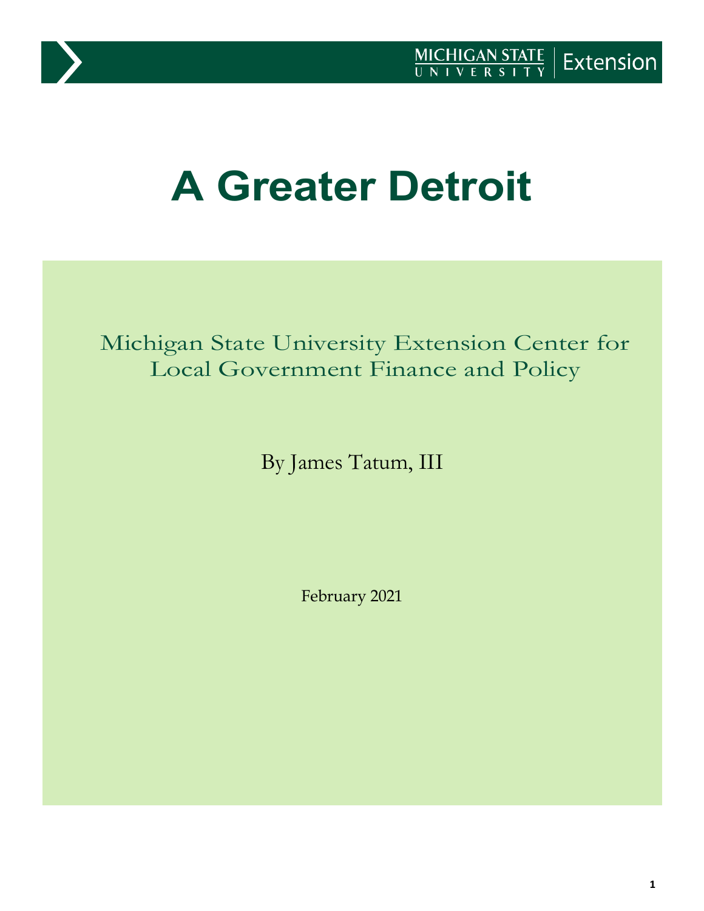MICHIGAN STATE UNIVERSITY | Extension

# A Greater Detroit

Michigan State University Extension Center for Local Government Finance and Policy

By James Tatum, III

February 2021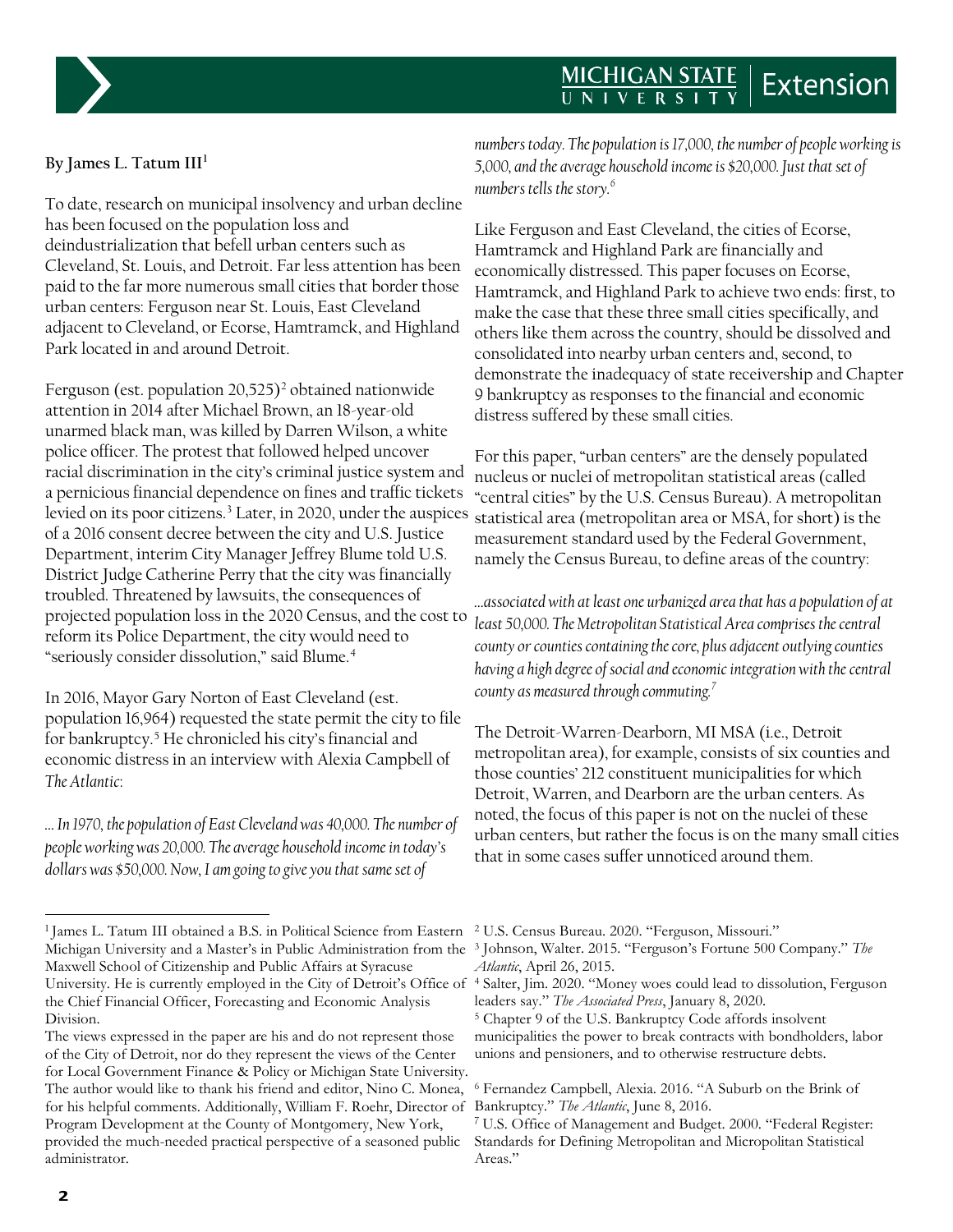**By James L. Tatum III**[1]

To date, research on municipal insolvency and urban decline has been focused on the population loss and deindustrialization that befell urban centers such as Cleveland, St. Louis, and Detroit. Far less attention has been paid to the far more numerous small cities that border those urban centers: Ferguson near St. Louis, East Cleveland adjacent to Cleveland, or Ecorse, Hamtramck, and Highland Park located in and around Detroit.

Ferguson (est. population 20,525)[2] obtained nationwide attention in 2014 after Michael Brown, an 18-year-old unarmed black man, was killed by Darren Wilson, a white police officer. The protest that followed helped uncover racial discrimination in the city's criminal justice system and a pernicious financial dependence on fines and traffic tickets levied on its poor citizens.[3] Later, in 2020, under the auspices of a 2016 consent decree between the city and U.S. Justice Department, interim City Manager Jeffrey Blume told U.S. District Judge Catherine Perry that the city was financially troubled. Threatened by lawsuits, the consequences of projected population loss in the 2020 Census, and the cost to reform its Police Department, the city would need to "seriously consider dissolution," said Blume.[4]

In 2016, Mayor Gary Norton of East Cleveland (est. population 16,964) requested the state permit the city to file for bankruptcy.[5] He chronicled his city's financial and economic distress in an interview with Alexia Campbell of *The Atlantic*:

*… In 1970, the population of East Cleveland was 40,000. The number of people working was 20,000. The average household income in today's dollars was $50,000. Now, I am going to give you that same set of numbers today. The population is 17,000, the number of people working is 5,000, and the average household income is $20,000. Just that set of numbers tells the story.*[6]

Like Ferguson and East Cleveland, the cities of Ecorse, Hamtramck and Highland Park are financially and economically distressed. This paper focuses on Ecorse, Hamtramck, and Highland Park to achieve two ends: first, to make the case that these three small cities specifically, and others like them across the country, should be dissolved and consolidated into nearby urban centers and, second, to demonstrate the inadequacy of state receivership and Chapter 9 bankruptcy as responses to the financial and economic distress suffered by these small cities.

For this paper, "urban centers" are the densely populated nucleus or nuclei of metropolitan statistical areas (called "central cities" by the U.S. Census Bureau). A metropolitan statistical area (metropolitan area or MSA, for short) is the measurement standard used by the Federal Government, namely the Census Bureau, to define areas of the country:

*…associated with at least one urbanized area that has a population of at least 50,000. The Metropolitan Statistical Area comprises the central county or counties containing the core, plus adjacent outlying counties having a high degree of social and economic integration with the central county as measured through commuting.*[7]

The Detroit-Warren-Dearborn, MI MSA (i.e., Detroit metropolitan area), for example, consists of six counties and those counties' 212 constituent municipalities for which Detroit, Warren, and Dearborn are the urban centers. As noted, the focus of this paper is not on the nuclei of these urban centers, but rather the focus is on the many small cities that in some cases suffer unnoticed around them.

---

[1] James L. Tatum III obtained a B.S. in Political Science from Eastern Michigan University and a Master's in Public Administration from the Maxwell School of Citizenship and Public Affairs at Syracuse University. He is currently employed in the City of Detroit's Office of the Chief Financial Officer, Forecasting and Economic Analysis Division.
The views expressed in the paper are his and do not represent those of the City of Detroit, nor do they represent the views of the Center for Local Government Finance & Policy or Michigan State University. The author would like to thank his friend and editor, Nino C. Monea, for his helpful comments. Additionally, William F. Roehr, Director of Program Development at the County of Montgomery, New York, provided the much-needed practical perspective of a seasoned public administrator.

[2] U.S. Census Bureau. 2020. "Ferguson, Missouri."

[3] Johnson, Walter. 2015. "Ferguson's Fortune 500 Company." *The Atlantic*, April 26, 2015.

[4] Salter, Jim. 2020. "Money woes could lead to dissolution, Ferguson leaders say." *The Associated Press*, January 8, 2020.

[5] Chapter 9 of the U.S. Bankruptcy Code affords insolvent municipalities the power to break contracts with bondholders, labor unions and pensioners, and to otherwise restructure debts.

[6] Fernandez Campbell, Alexia. 2016. "A Suburb on the Brink of Bankruptcy." *The Atlantic*, June 8, 2016.

[7] U.S. Office of Management and Budget. 2000. "Federal Register: Standards for Defining Metropolitan and Micropolitan Statistical Areas."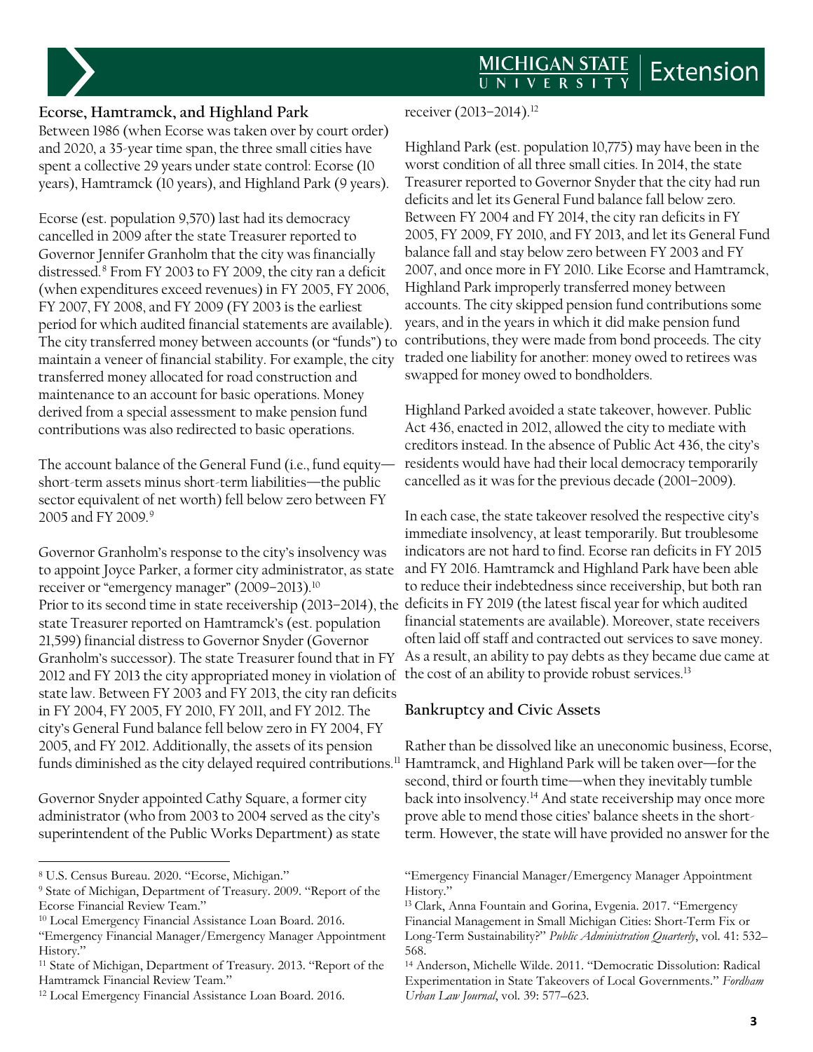### Ecorse, Hamtramck, and Highland Park

Between 1986 (when Ecorse was taken over by court order) and 2020, a 35-year time span, the three small cities have spent a collective 29 years under state control: Ecorse (10 years), Hamtramck (10 years), and Highland Park (9 years).

Ecorse (est. population 9,570) last had its democracy cancelled in 2009 after the state Treasurer reported to Governor Jennifer Granholm that the city was financially distressed.[8] From FY 2003 to FY 2009, the city ran a deficit (when expenditures exceed revenues) in FY 2005, FY 2006, FY 2007, FY 2008, and FY 2009 (FY 2003 is the earliest period for which audited financial statements are available). The city transferred money between accounts (or "funds") to maintain a veneer of financial stability. For example, the city transferred money allocated for road construction and maintenance to an account for basic operations. Money derived from a special assessment to make pension fund contributions was also redirected to basic operations.

The account balance of the General Fund (i.e., fund equity—short-term assets minus short-term liabilities—the public sector equivalent of net worth) fell below zero between FY 2005 and FY 2009.[9]

Governor Granholm's response to the city's insolvency was to appoint Joyce Parker, a former city administrator, as state receiver or "emergency manager" (2009–2013).[10] Prior to its second time in state receivership (2013–2014), the state Treasurer reported on Hamtramck's (est. population 21,599) financial distress to Governor Snyder (Governor Granholm's successor). The state Treasurer found that in FY 2012 and FY 2013 the city appropriated money in violation of state law. Between FY 2003 and FY 2013, the city ran deficits in FY 2004, FY 2005, FY 2010, FY 2011, and FY 2012. The city's General Fund balance fell below zero in FY 2004, FY 2005, and FY 2012. Additionally, the assets of its pension funds diminished as the city delayed required contributions.[11]

Governor Snyder appointed Cathy Square, a former city administrator (who from 2003 to 2004 served as the city's superintendent of the Public Works Department) as state receiver (2013–2014).[12]

Highland Park (est. population 10,775) may have been in the worst condition of all three small cities. In 2014, the state Treasurer reported to Governor Snyder that the city had run deficits and let its General Fund balance fall below zero. Between FY 2004 and FY 2014, the city ran deficits in FY 2005, FY 2009, FY 2010, and FY 2013, and let its General Fund balance fall and stay below zero between FY 2003 and FY 2007, and once more in FY 2010. Like Ecorse and Hamtramck, Highland Park improperly transferred money between accounts. The city skipped pension fund contributions some years, and in the years in which it did make pension fund contributions, they were made from bond proceeds. The city traded one liability for another: money owed to retirees was swapped for money owed to bondholders.

Highland Parked avoided a state takeover, however. Public Act 436, enacted in 2012, allowed the city to mediate with creditors instead. In the absence of Public Act 436, the city's residents would have had their local democracy temporarily cancelled as it was for the previous decade (2001–2009).

In each case, the state takeover resolved the respective city's immediate insolvency, at least temporarily. But troublesome indicators are not hard to find. Ecorse ran deficits in FY 2015 and FY 2016. Hamtramck and Highland Park have been able to reduce their indebtedness since receivership, but both ran deficits in FY 2019 (the latest fiscal year for which audited financial statements are available). Moreover, state receivers often laid off staff and contracted out services to save money. As a result, an ability to pay debts as they became due came at the cost of an ability to provide robust services.[13]

### Bankruptcy and Civic Assets

Rather than be dissolved like an uneconomic business, Ecorse, Hamtramck, and Highland Park will be taken over—for the second, third or fourth time—when they inevitably tumble back into insolvency.[14] And state receivership may once more prove able to mend those cities' balance sheets in the short-term. However, the state will have provided no answer for the

---

[8] U.S. Census Bureau. 2020. "Ecorse, Michigan."

[9] State of Michigan, Department of Treasury. 2009. "Report of the Ecorse Financial Review Team."

[10] Local Emergency Financial Assistance Loan Board. 2016. "Emergency Financial Manager/Emergency Manager Appointment History."

[11] State of Michigan, Department of Treasury. 2013. "Report of the Hamtramck Financial Review Team."

[12] Local Emergency Financial Assistance Loan Board. 2016. "Emergency Financial Manager/Emergency Manager Appointment History."

[13] Clark, Anna Fountain and Gorina, Evgenia. 2017. "Emergency Financial Management in Small Michigan Cities: Short-Term Fix or Long-Term Sustainability?" *Public Administration Quarterly*, vol. 41: 532–568.

[14] Anderson, Michelle Wilde. 2011. "Democratic Dissolution: Radical Experimentation in State Takeovers of Local Governments." *Fordham Urban Law Journal*, vol. 39: 577–623.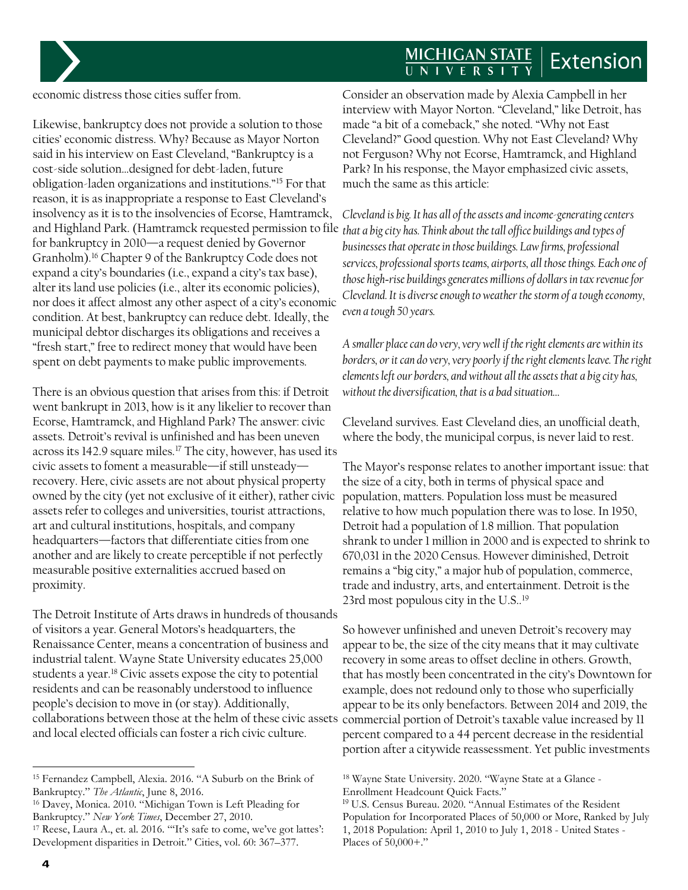economic distress those cities suffer from.

Likewise, bankruptcy does not provide a solution to those cities' economic distress. Why? Because as Mayor Norton said in his interview on East Cleveland, "Bankruptcy is a cost-side solution…designed for debt-laden, future obligation-laden organizations and institutions."[15] For that reason, it is as inappropriate a response to East Cleveland's insolvency as it is to the insolvencies of Ecorse, Hamtramck, and Highland Park. (Hamtramck requested permission to file for bankruptcy in 2010—a request denied by Governor Granholm).[16] Chapter 9 of the Bankruptcy Code does not expand a city's boundaries (i.e., expand a city's tax base), alter its land use policies (i.e., alter its economic policies), nor does it affect almost any other aspect of a city's economic condition. At best, bankruptcy can reduce debt. Ideally, the municipal debtor discharges its obligations and receives a "fresh start," free to redirect money that would have been spent on debt payments to make public improvements.

There is an obvious question that arises from this: if Detroit went bankrupt in 2013, how is it any likelier to recover than Ecorse, Hamtramck, and Highland Park? The answer: civic assets. Detroit's revival is unfinished and has been uneven across its 142.9 square miles.[17] The city, however, has used its civic assets to foment a measurable—if still unsteady—recovery. Here, civic assets are not about physical property owned by the city (yet not exclusive of it either), rather civic assets refer to colleges and universities, tourist attractions, art and cultural institutions, hospitals, and company headquarters—factors that differentiate cities from one another and are likely to create perceptible if not perfectly measurable positive externalities accrued based on proximity.

The Detroit Institute of Arts draws in hundreds of thousands of visitors a year. General Motors's headquarters, the Renaissance Center, means a concentration of business and industrial talent. Wayne State University educates 25,000 students a year.[18] Civic assets expose the city to potential residents and can be reasonably understood to influence people's decision to move in (or stay). Additionally, collaborations between those at the helm of these civic assets and local elected officials can foster a rich civic culture.

Consider an observation made by Alexia Campbell in her interview with Mayor Norton. "Cleveland," like Detroit, has made "a bit of a comeback," she noted. "Why not East Cleveland?" Good question. Why not East Cleveland? Why not Ferguson? Why not Ecorse, Hamtramck, and Highland Park? In his response, the Mayor emphasized civic assets, much the same as this article:

*Cleveland is big. It has all of the assets and income-generating centers that a big city has. Think about the tall office buildings and types of businesses that operate in those buildings. Law firms, professional services, professional sports teams, airports, all those things. Each one of those high-rise buildings generates millions of dollars in tax revenue for Cleveland. It is diverse enough to weather the storm of a tough economy, even a tough 50 years.*

*A smaller place can do very, very well if the right elements are within its borders, or it can do very, very poorly if the right elements leave. The right elements left our borders, and without all the assets that a big city has, without the diversification, that is a bad situation…*

Cleveland survives. East Cleveland dies, an unofficial death, where the body, the municipal corpus, is never laid to rest.

The Mayor's response relates to another important issue: that the size of a city, both in terms of physical space and population, matters. Population loss must be measured relative to how much population there was to lose. In 1950, Detroit had a population of 1.8 million. That population shrank to under 1 million in 2000 and is expected to shrink to 670,031 in the 2020 Census. However diminished, Detroit remains a "big city," a major hub of population, commerce, trade and industry, arts, and entertainment. Detroit is the 23rd most populous city in the U.S..[19]

So however unfinished and uneven Detroit's recovery may appear to be, the size of the city means that it may cultivate recovery in some areas to offset decline in others. Growth, that has mostly been concentrated in the city's Downtown for example, does not redound only to those who superficially appear to be its only benefactors. Between 2014 and 2019, the commercial portion of Detroit's taxable value increased by 11 percent compared to a 44 percent decrease in the residential portion after a citywide reassessment. Yet public investments

---

[15] Fernandez Campbell, Alexia. 2016. "A Suburb on the Brink of Bankruptcy." *The Atlantic*, June 8, 2016.

[16] Davey, Monica. 2010. "Michigan Town is Left Pleading for Bankruptcy." *New York Times*, December 27, 2010.

[17] Reese, Laura A., et. al. 2016. "'It's safe to come, we've got lattes': Development disparities in Detroit." Cities, vol. 60: 367–377.

[18] Wayne State University. 2020. "Wayne State at a Glance - Enrollment Headcount Quick Facts."

[19] U.S. Census Bureau. 2020. "Annual Estimates of the Resident Population for Incorporated Places of 50,000 or More, Ranked by July 1, 2018 Population: April 1, 2010 to July 1, 2018 - United States - Places of 50,000+."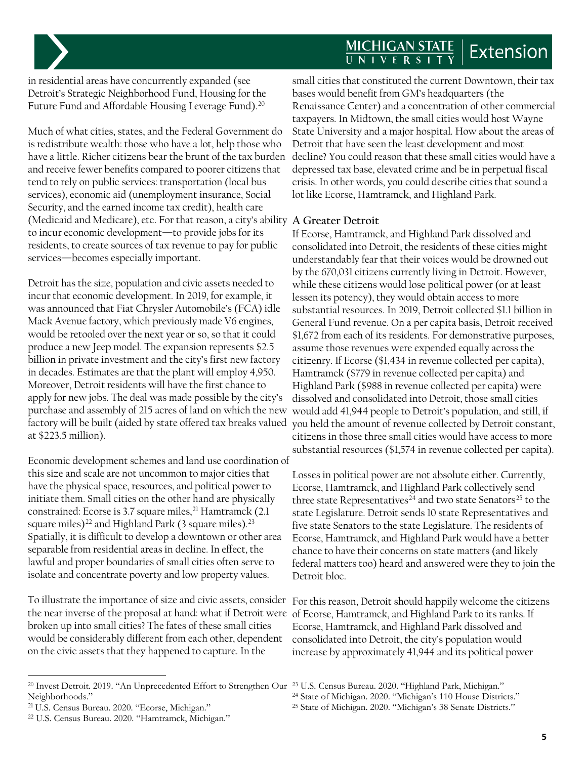in residential areas have concurrently expanded (see Detroit's Strategic Neighborhood Fund, Housing for the Future Fund and Affordable Housing Leverage Fund).[20]

Much of what cities, states, and the Federal Government do is redistribute wealth: those who have a lot, help those who have a little. Richer citizens bear the brunt of the tax burden and receive fewer benefits compared to poorer citizens that tend to rely on public services: transportation (local bus services), economic aid (unemployment insurance, Social Security, and the earned income tax credit), health care (Medicaid and Medicare), etc. For that reason, a city's ability to incur economic development—to provide jobs for its residents, to create sources of tax revenue to pay for public services—becomes especially important.

Detroit has the size, population and civic assets needed to incur that economic development. In 2019, for example, it was announced that Fiat Chrysler Automobile's (FCA) idle Mack Avenue factory, which previously made V6 engines, would be retooled over the next year or so, so that it could produce a new Jeep model. The expansion represents $2.5 billion in private investment and the city's first new factory in decades. Estimates are that the plant will employ 4,950. Moreover, Detroit residents will have the first chance to apply for new jobs. The deal was made possible by the city's purchase and assembly of 215 acres of land on which the new factory will be built (aided by state offered tax breaks valued at $223.5 million).

Economic development schemes and land use coordination of this size and scale are not uncommon to major cities that have the physical space, resources, and political power to initiate them. Small cities on the other hand are physically constrained: Ecorse is 3.7 square miles,[21] Hamtramck (2.1 square miles)[22] and Highland Park (3 square miles).[23] Spatially, it is difficult to develop a downtown or other area separable from residential areas in decline. In effect, the lawful and proper boundaries of small cities often serve to isolate and concentrate poverty and low property values.

To illustrate the importance of size and civic assets, consider the near inverse of the proposal at hand: what if Detroit were broken up into small cities? The fates of these small cities would be considerably different from each other, dependent on the civic assets that they happened to capture. In the small cities that constituted the current Downtown, their tax bases would benefit from GM's headquarters (the Renaissance Center) and a concentration of other commercial taxpayers. In Midtown, the small cities would host Wayne State University and a major hospital. How about the areas of Detroit that have seen the least development and most decline? You could reason that these small cities would have a depressed tax base, elevated crime and be in perpetual fiscal crisis. In other words, you could describe cities that sound a lot like Ecorse, Hamtramck, and Highland Park.

## A Greater Detroit

If Ecorse, Hamtramck, and Highland Park dissolved and consolidated into Detroit, the residents of these cities might understandably fear that their voices would be drowned out by the 670,031 citizens currently living in Detroit. However, while these citizens would lose political power (or at least lessen its potency), they would obtain access to more substantial resources. In 2019, Detroit collected $1.1 billion in General Fund revenue. On a per capita basis, Detroit received $1,672 from each of its residents. For demonstrative purposes, assume those revenues were expended equally across the citizenry. If Ecorse ($1,434 in revenue collected per capita), Hamtramck ($779 in revenue collected per capita) and Highland Park ($988 in revenue collected per capita) were dissolved and consolidated into Detroit, those small cities would add 41,944 people to Detroit's population, and still, if you held the amount of revenue collected by Detroit constant, citizens in those three small cities would have access to more substantial resources ($1,574 in revenue collected per capita).

Losses in political power are not absolute either. Currently, Ecorse, Hamtramck, and Highland Park collectively send three state Representatives[24] and two state Senators[25] to the state Legislature. Detroit sends 10 state Representatives and five state Senators to the state Legislature. The residents of Ecorse, Hamtramck, and Highland Park would have a better chance to have their concerns on state matters (and likely federal matters too) heard and answered were they to join the Detroit bloc.

For this reason, Detroit should happily welcome the citizens of Ecorse, Hamtramck, and Highland Park to its ranks. If Ecorse, Hamtramck, and Highland Park dissolved and consolidated into Detroit, the city's population would increase by approximately 41,944 and its political power

---

[20] Invest Detroit. 2019. "An Unprecedented Effort to Strengthen Our Neighborhoods."

[21] U.S. Census Bureau. 2020. "Ecorse, Michigan."

[22] U.S. Census Bureau. 2020. "Hamtramck, Michigan."

[23] U.S. Census Bureau. 2020. "Highland Park, Michigan."

[24] State of Michigan. 2020. "Michigan's 110 House Districts."

[25] State of Michigan. 2020. "Michigan's 38 Senate Districts."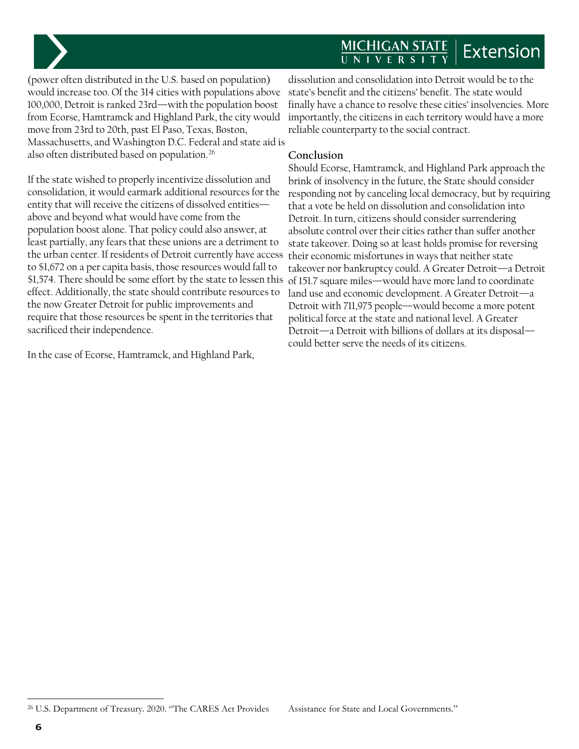(power often distributed in the U.S. based on population) would increase too. Of the 314 cities with populations above 100,000, Detroit is ranked 23rd—with the population boost from Ecorse, Hamtramck and Highland Park, the city would move from 23rd to 20th, past El Paso, Texas, Boston, Massachusetts, and Washington D.C. Federal and state aid is also often distributed based on population.[26]

If the state wished to properly incentivize dissolution and consolidation, it would earmark additional resources for the entity that will receive the citizens of dissolved entities—above and beyond what would have come from the population boost alone. That policy could also answer, at least partially, any fears that these unions are a detriment to the urban center. If residents of Detroit currently have access to $1,672 on a per capita basis, those resources would fall to $1,574. There should be some effort by the state to lessen this effect. Additionally, the state should contribute resources to the now Greater Detroit for public improvements and require that those resources be spent in the territories that sacrificed their independence.

In the case of Ecorse, Hamtramck, and Highland Park, dissolution and consolidation into Detroit would be to the state's benefit and the citizens' benefit. The state would finally have a chance to resolve these cities' insolvencies. More importantly, the citizens in each territory would have a more reliable counterparty to the social contract.

## Conclusion

Should Ecorse, Hamtramck, and Highland Park approach the brink of insolvency in the future, the State should consider responding not by canceling local democracy, but by requiring that a vote be held on dissolution and consolidation into Detroit. In turn, citizens should consider surrendering absolute control over their cities rather than suffer another state takeover. Doing so at least holds promise for reversing their economic misfortunes in ways that neither state takeover nor bankruptcy could. A Greater Detroit—a Detroit of 151.7 square miles—would have more land to coordinate land use and economic development. A Greater Detroit—a Detroit with 711,975 people—would become a more potent political force at the state and national level. A Greater Detroit—a Detroit with billions of dollars at its disposal—could better serve the needs of its citizens.

---

[26] U.S. Department of Treasury. 2020. "The CARES Act Provides Assistance for State and Local Governments."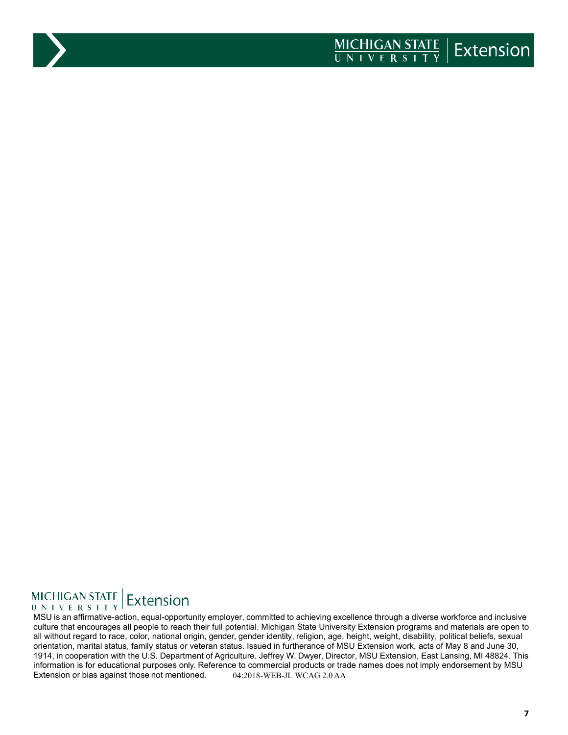MICHIGAN STATE UNIVERSITY | Extension

MSU is an affirmative-action, equal-opportunity employer, committed to achieving excellence through a diverse workforce and inclusive culture that encourages all people to reach their full potential. Michigan State University Extension programs and materials are open to all without regard to race, color, national origin, gender, gender identity, religion, age, height, weight, disability, political beliefs, sexual orientation, marital status, family status or veteran status. Issued in furtherance of MSU Extension work, acts of May 8 and June 30, 1914, in cooperation with the U.S. Department of Agriculture. Jeffrey W. Dwyer, Director, MSU Extension, East Lansing, MI 48824. This information is for educational purposes only. Reference to commercial products or trade names does not imply endorsement by MSU Extension or bias against those not mentioned. 04:2018-WEB-JL WCAG 2.0 AA